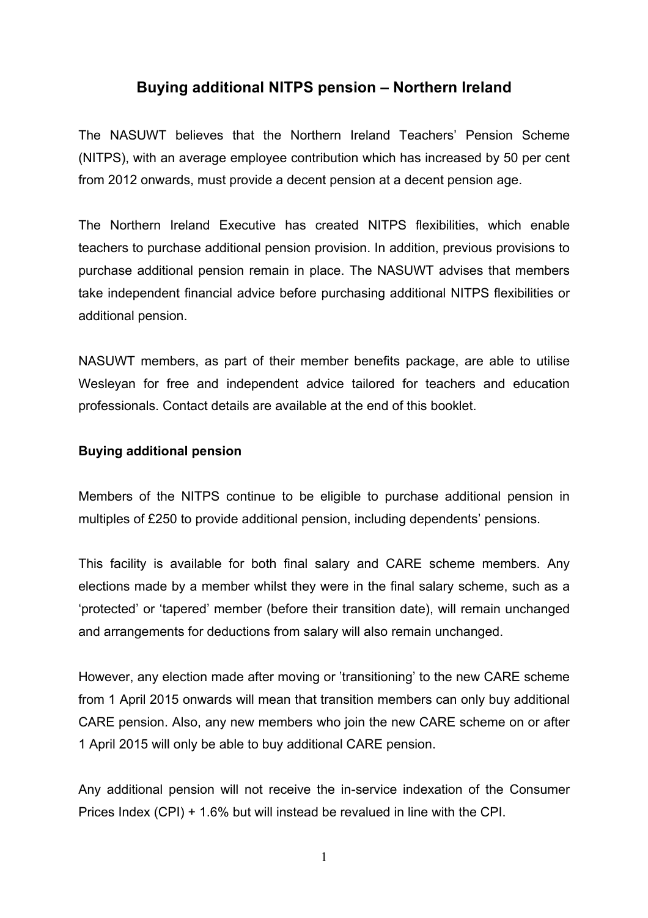# Buying additional NITPS pension – Northern Ireland

The NASUWT believes that the Northern Ireland Teachers' Pension Scheme (NITPS), with an average employee contribution which has increased by 50 per cent from 2012 onwards, must provide a decent pension at a decent pension age.

The Northern Ireland Executive has created NITPS flexibilities, which enable teachers to purchase additional pension provision. In addition, previous provisions to purchase additional pension remain in place. The NASUWT advises that members take independent financial advice before purchasing additional NITPS flexibilities or additional pension.

NASUWT members, as part of their member benefits package, are able to utilise Wesleyan for free and independent advice tailored for teachers and education professionals. Contact details are available at the end of this booklet.

## Buying additional pension

Members of the NITPS continue to be eligible to purchase additional pension in multiples of £250 to provide additional pension, including dependents' pensions.

This facility is available for both final salary and CARE scheme members. Any elections made by a member whilst they were in the final salary scheme, such as a 'protected' or 'tapered' member (before their transition date), will remain unchanged and arrangements for deductions from salary will also remain unchanged.

However, any election made after moving or 'transitioning' to the new CARE scheme from 1 April 2015 onwards will mean that transition members can only buy additional CARE pension. Also, any new members who join the new CARE scheme on or after 1 April 2015 will only be able to buy additional CARE pension.

Any additional pension will not receive the in-service indexation of the Consumer Prices Index (CPI) + 1.6% but will instead be revalued in line with the CPI.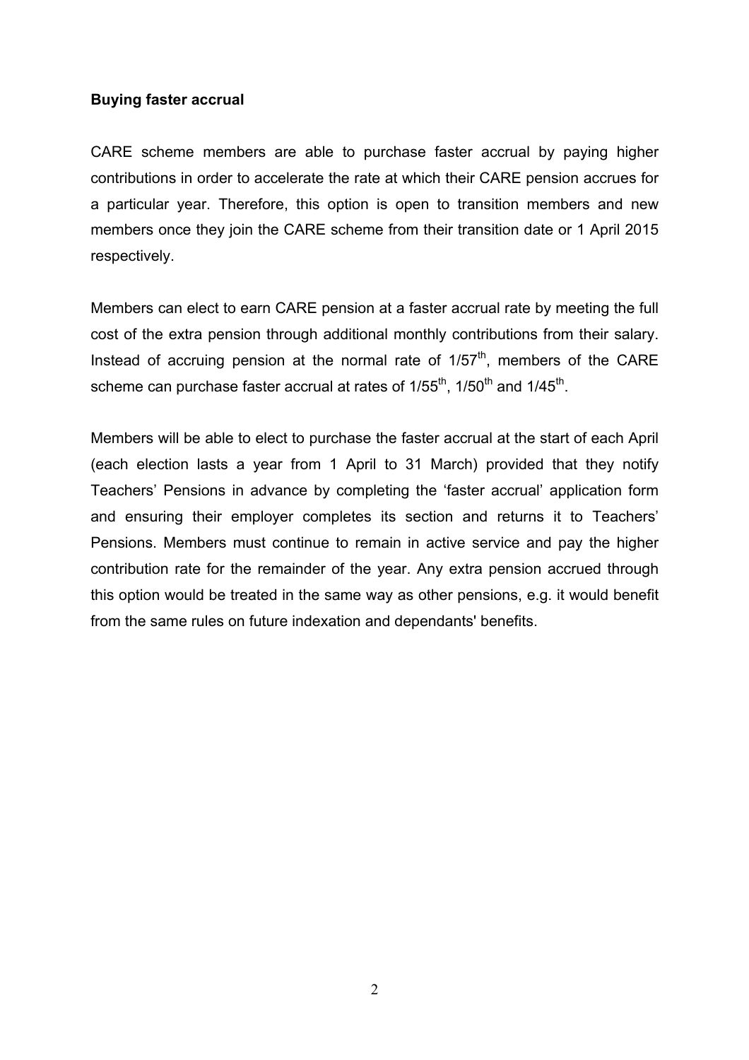**Buying faster accrual**

CARE scheme members are able to purchase faster accrual by paying higher contributions in order to accelerate the rate at which their CARE pension accrues for a particular year. Therefore, this option is open to transition members and new members once they join the CARE scheme from their transition date or 1 April 2015 respectively.

Members can elect to earn CARE pension at a faster accrual rate by meeting the full cost of the extra pension through additional monthly contributions from their salary. Instead of accruing pension at the normal rate of $1/57^{th}$, members of the CARE scheme can purchase faster accrual at rates of $1/55^{th}$, $1/50^{th}$ and $1/45^{th}$.

Members will be able to elect to purchase the faster accrual at the start of each April (each election lasts a year from 1 April to 31 March) provided that they notify Teachers' Pensions in advance by completing the 'faster accrual' application form and ensuring their employer completes its section and returns it to Teachers' Pensions. Members must continue to remain in active service and pay the higher contribution rate for the remainder of the year. Any extra pension accrued through this option would be treated in the same way as other pensions, e.g. it would benefit from the same rules on future indexation and dependants' benefits.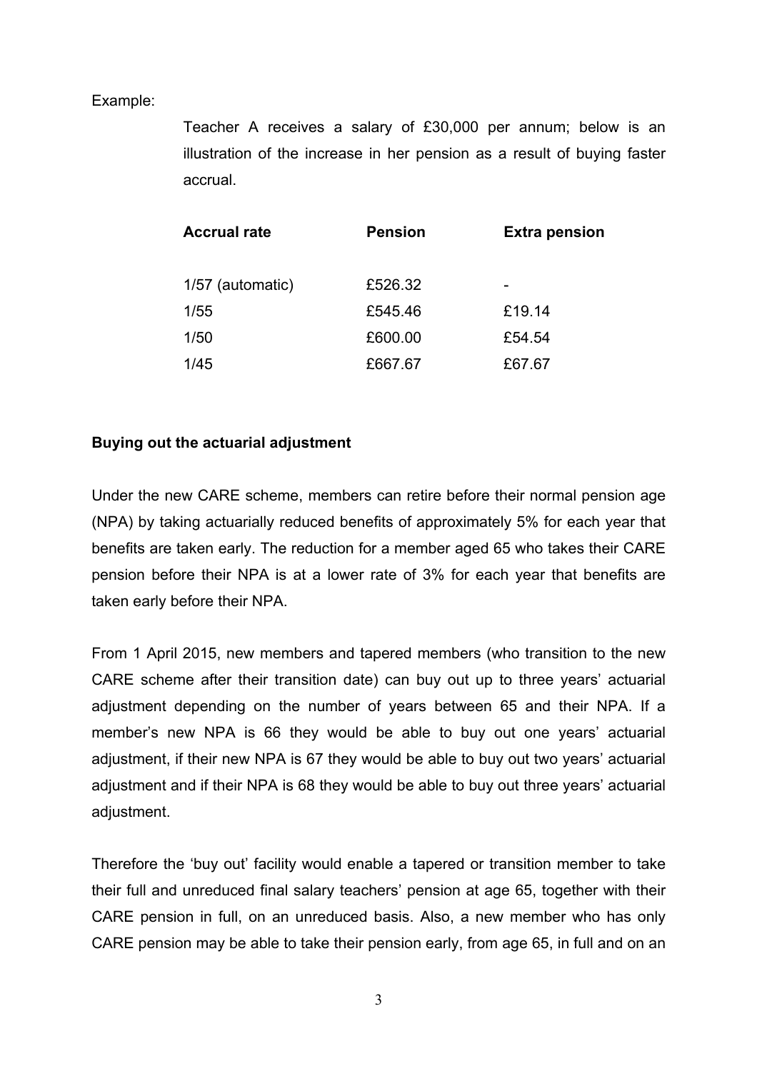Example:

Teacher A receives a salary of £30,000 per annum; below is an illustration of the increase in her pension as a result of buying faster accrual.

| Accrual rate | Pension | Extra pension |
|---|---|---|
| 1/57 (automatic) | £526.32 | - |
| 1/55 | £545.46 | £19.14 |
| 1/50 | £600.00 | £54.54 |
| 1/45 | £667.67 | £67.67 |

**Buying out the actuarial adjustment**

Under the new CARE scheme, members can retire before their normal pension age (NPA) by taking actuarially reduced benefits of approximately 5% for each year that benefits are taken early. The reduction for a member aged 65 who takes their CARE pension before their NPA is at a lower rate of 3% for each year that benefits are taken early before their NPA.

From 1 April 2015, new members and tapered members (who transition to the new CARE scheme after their transition date) can buy out up to three years' actuarial adjustment depending on the number of years between 65 and their NPA. If a member's new NPA is 66 they would be able to buy out one years' actuarial adjustment, if their new NPA is 67 they would be able to buy out two years' actuarial adjustment and if their NPA is 68 they would be able to buy out three years' actuarial adjustment.

Therefore the 'buy out' facility would enable a tapered or transition member to take their full and unreduced final salary teachers' pension at age 65, together with their CARE pension in full, on an unreduced basis. Also, a new member who has only CARE pension may be able to take their pension early, from age 65, in full and on an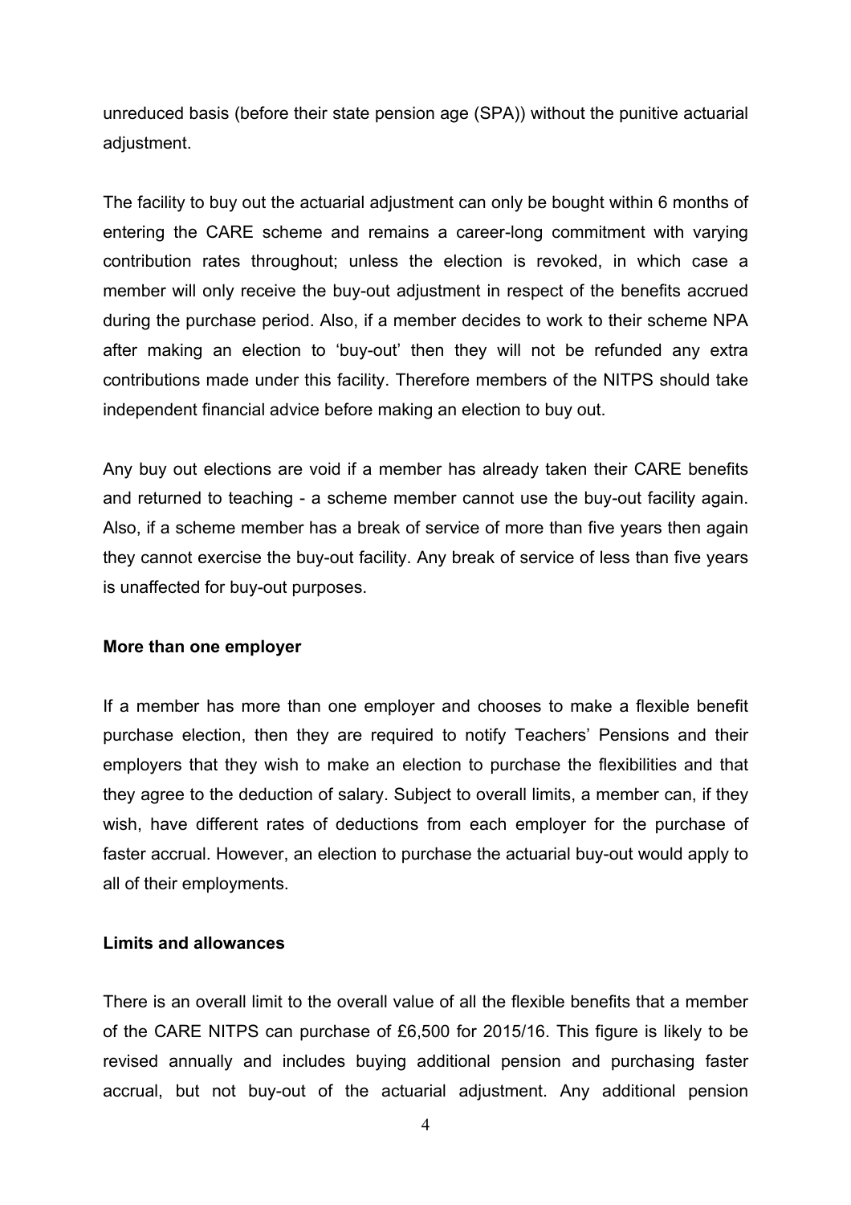unreduced basis (before their state pension age (SPA)) without the punitive actuarial adjustment.

The facility to buy out the actuarial adjustment can only be bought within 6 months of entering the CARE scheme and remains a career-long commitment with varying contribution rates throughout; unless the election is revoked, in which case a member will only receive the buy-out adjustment in respect of the benefits accrued during the purchase period. Also, if a member decides to work to their scheme NPA after making an election to 'buy-out' then they will not be refunded any extra contributions made under this facility. Therefore members of the NITPS should take independent financial advice before making an election to buy out.

Any buy out elections are void if a member has already taken their CARE benefits and returned to teaching - a scheme member cannot use the buy-out facility again. Also, if a scheme member has a break of service of more than five years then again they cannot exercise the buy-out facility. Any break of service of less than five years is unaffected for buy-out purposes.

**More than one employer**

If a member has more than one employer and chooses to make a flexible benefit purchase election, then they are required to notify Teachers' Pensions and their employers that they wish to make an election to purchase the flexibilities and that they agree to the deduction of salary. Subject to overall limits, a member can, if they wish, have different rates of deductions from each employer for the purchase of faster accrual. However, an election to purchase the actuarial buy-out would apply to all of their employments.

**Limits and allowances**

There is an overall limit to the overall value of all the flexible benefits that a member of the CARE NITPS can purchase of £6,500 for 2015/16. This figure is likely to be revised annually and includes buying additional pension and purchasing faster accrual, but not buy-out of the actuarial adjustment. Any additional pension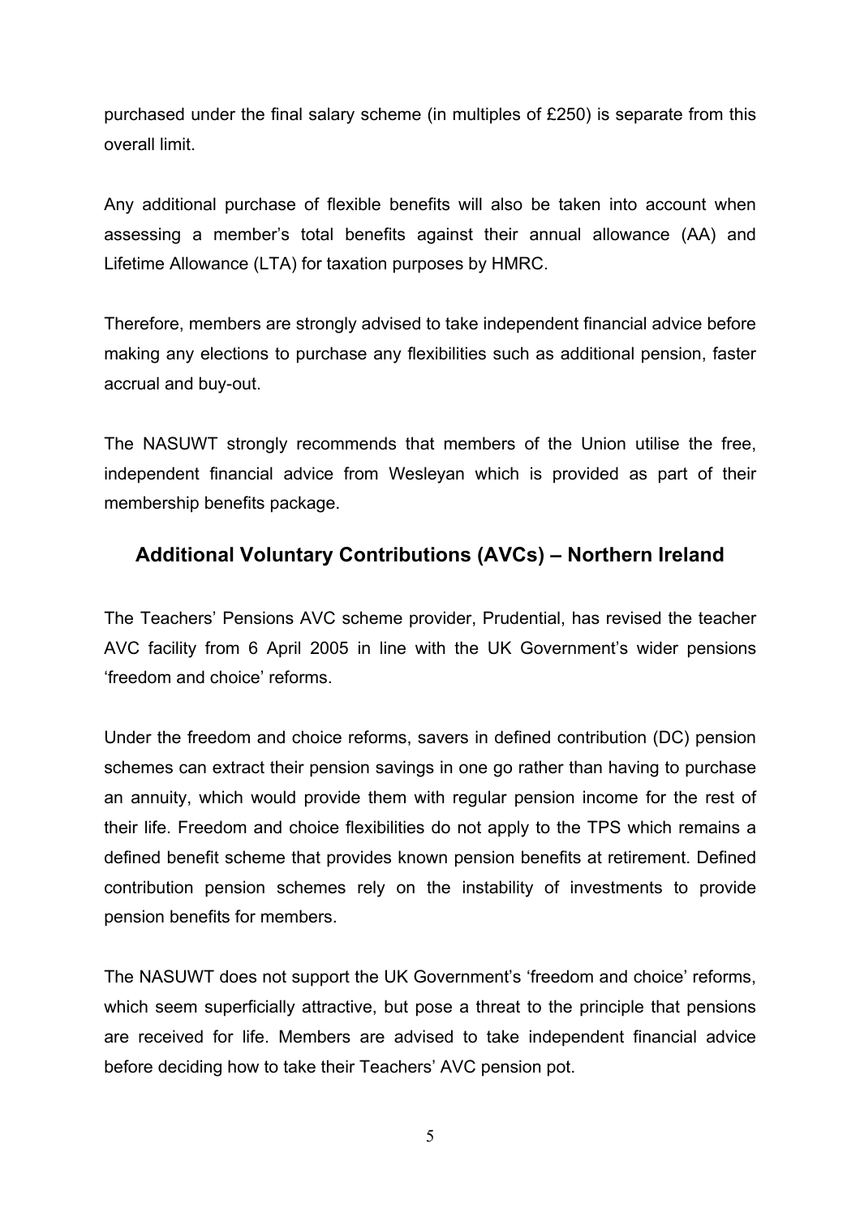purchased under the final salary scheme (in multiples of £250) is separate from this overall limit.

Any additional purchase of flexible benefits will also be taken into account when assessing a member's total benefits against their annual allowance (AA) and Lifetime Allowance (LTA) for taxation purposes by HMRC.

Therefore, members are strongly advised to take independent financial advice before making any elections to purchase any flexibilities such as additional pension, faster accrual and buy-out.

The NASUWT strongly recommends that members of the Union utilise the free, independent financial advice from Wesleyan which is provided as part of their membership benefits package.

## Additional Voluntary Contributions (AVCs) – Northern Ireland

The Teachers' Pensions AVC scheme provider, Prudential, has revised the teacher AVC facility from 6 April 2005 in line with the UK Government's wider pensions 'freedom and choice' reforms.

Under the freedom and choice reforms, savers in defined contribution (DC) pension schemes can extract their pension savings in one go rather than having to purchase an annuity, which would provide them with regular pension income for the rest of their life. Freedom and choice flexibilities do not apply to the TPS which remains a defined benefit scheme that provides known pension benefits at retirement. Defined contribution pension schemes rely on the instability of investments to provide pension benefits for members.

The NASUWT does not support the UK Government's 'freedom and choice' reforms, which seem superficially attractive, but pose a threat to the principle that pensions are received for life. Members are advised to take independent financial advice before deciding how to take their Teachers' AVC pension pot.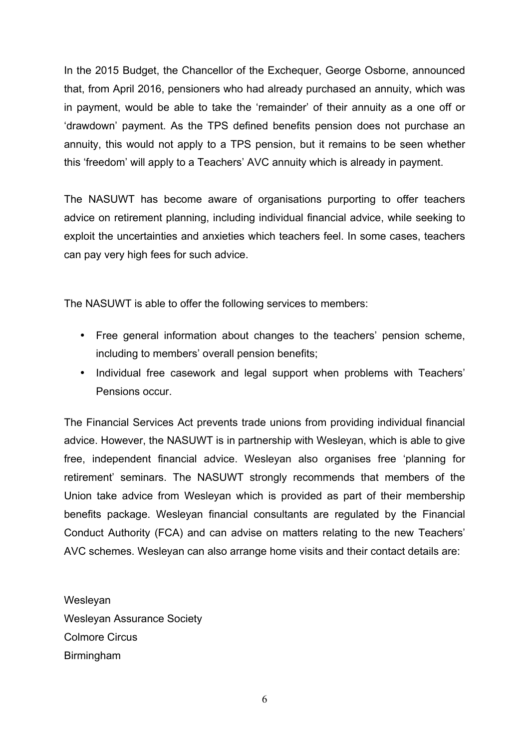In the 2015 Budget, the Chancellor of the Exchequer, George Osborne, announced that, from April 2016, pensioners who had already purchased an annuity, which was in payment, would be able to take the 'remainder' of their annuity as a one off or 'drawdown' payment. As the TPS defined benefits pension does not purchase an annuity, this would not apply to a TPS pension, but it remains to be seen whether this 'freedom' will apply to a Teachers' AVC annuity which is already in payment.

The NASUWT has become aware of organisations purporting to offer teachers advice on retirement planning, including individual financial advice, while seeking to exploit the uncertainties and anxieties which teachers feel. In some cases, teachers can pay very high fees for such advice.

The NASUWT is able to offer the following services to members:

- Free general information about changes to the teachers' pension scheme, including to members' overall pension benefits;
- Individual free casework and legal support when problems with Teachers' Pensions occur.

The Financial Services Act prevents trade unions from providing individual financial advice. However, the NASUWT is in partnership with Wesleyan, which is able to give free, independent financial advice. Wesleyan also organises free 'planning for retirement' seminars. The NASUWT strongly recommends that members of the Union take advice from Wesleyan which is provided as part of their membership benefits package. Wesleyan financial consultants are regulated by the Financial Conduct Authority (FCA) and can advise on matters relating to the new Teachers' AVC schemes. Wesleyan can also arrange home visits and their contact details are:

Wesleyan
Wesleyan Assurance Society
Colmore Circus
Birmingham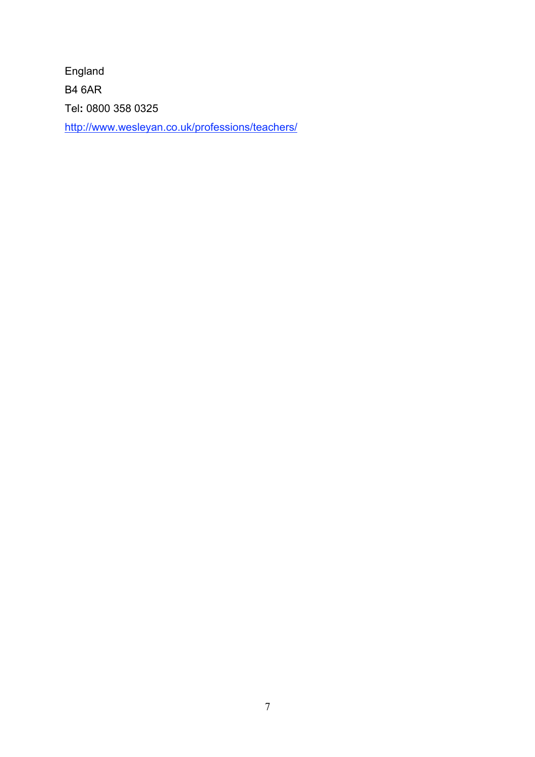England

B4 6AR

Tel**:** 0800 358 0325

[http://www.wesleyan.co.uk/professions/teachers/](http://www.wesleyan.co.uk/professions/teachers/)